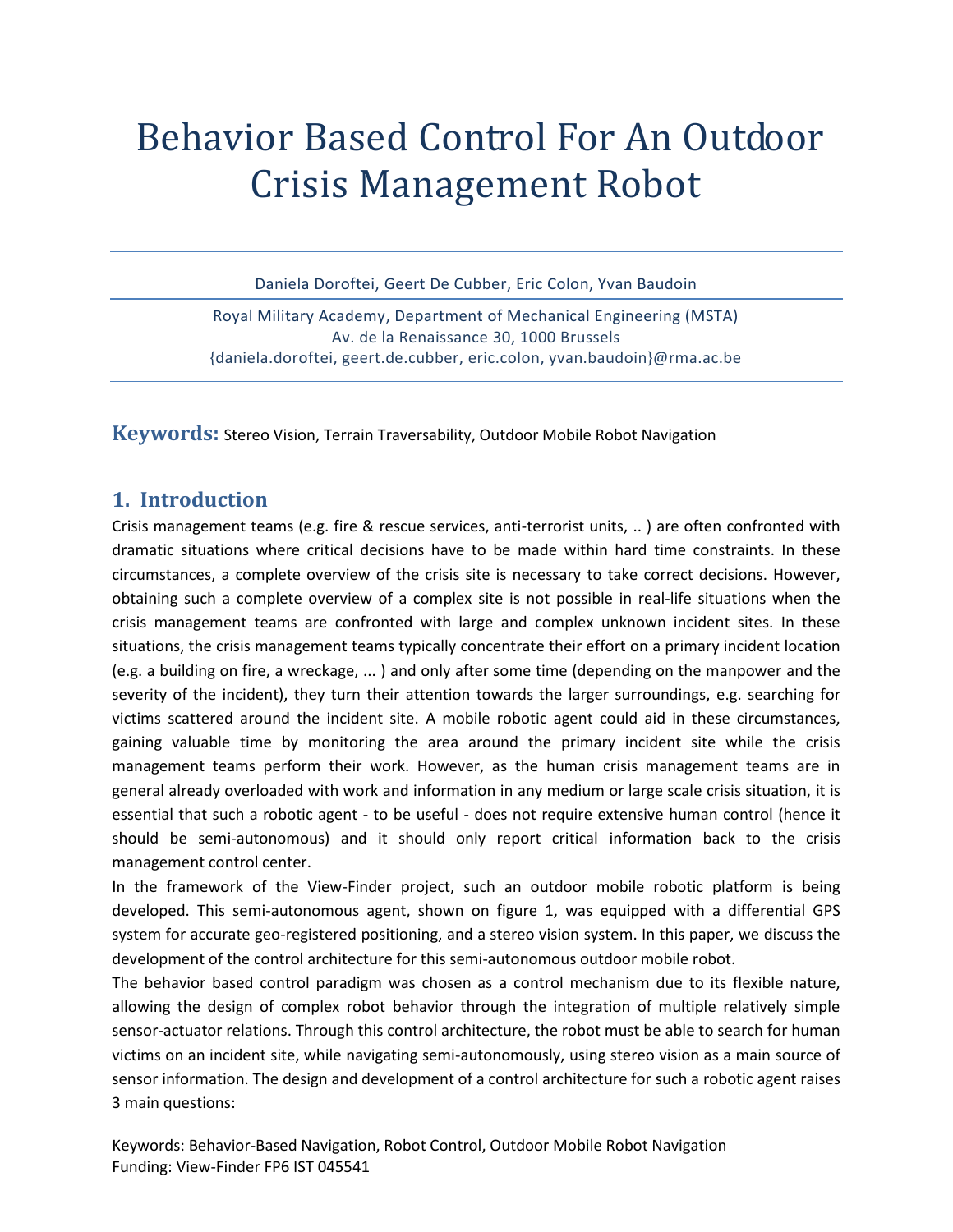# Behavior Based Control For An Outdoor Crisis Management Robot

Daniela Doroftei, Geert De Cubber, Eric Colon, Yvan Baudoin

Royal Military Academy, Department of Mechanical Engineering (MSTA)
Av. de la Renaissance 30, 1000 Brussels
{daniela.doroftei, geert.de.cubber, eric.colon, yvan.baudoin}@rma.ac.be

**Keywords:** Stereo Vision, Terrain Traversability, Outdoor Mobile Robot Navigation

## 1. Introduction

Crisis management teams (e.g. fire & rescue services, anti-terrorist units, .. ) are often confronted with dramatic situations where critical decisions have to be made within hard time constraints. In these circumstances, a complete overview of the crisis site is necessary to take correct decisions. However, obtaining such a complete overview of a complex site is not possible in real-life situations when the crisis management teams are confronted with large and complex unknown incident sites. In these situations, the crisis management teams typically concentrate their effort on a primary incident location (e.g. a building on fire, a wreckage, ... ) and only after some time (depending on the manpower and the severity of the incident), they turn their attention towards the larger surroundings, e.g. searching for victims scattered around the incident site. A mobile robotic agent could aid in these circumstances, gaining valuable time by monitoring the area around the primary incident site while the crisis management teams perform their work. However, as the human crisis management teams are in general already overloaded with work and information in any medium or large scale crisis situation, it is essential that such a robotic agent - to be useful - does not require extensive human control (hence it should be semi-autonomous) and it should only report critical information back to the crisis management control center.

In the framework of the View-Finder project, such an outdoor mobile robotic platform is being developed. This semi-autonomous agent, shown on figure 1, was equipped with a differential GPS system for accurate geo-registered positioning, and a stereo vision system. In this paper, we discuss the development of the control architecture for this semi-autonomous outdoor mobile robot.

The behavior based control paradigm was chosen as a control mechanism due to its flexible nature, allowing the design of complex robot behavior through the integration of multiple relatively simple sensor-actuator relations. Through this control architecture, the robot must be able to search for human victims on an incident site, while navigating semi-autonomously, using stereo vision as a main source of sensor information. The design and development of a control architecture for such a robotic agent raises 3 main questions:

Keywords: Behavior-Based Navigation, Robot Control, Outdoor Mobile Robot Navigation
Funding: View-Finder FP6 IST 045541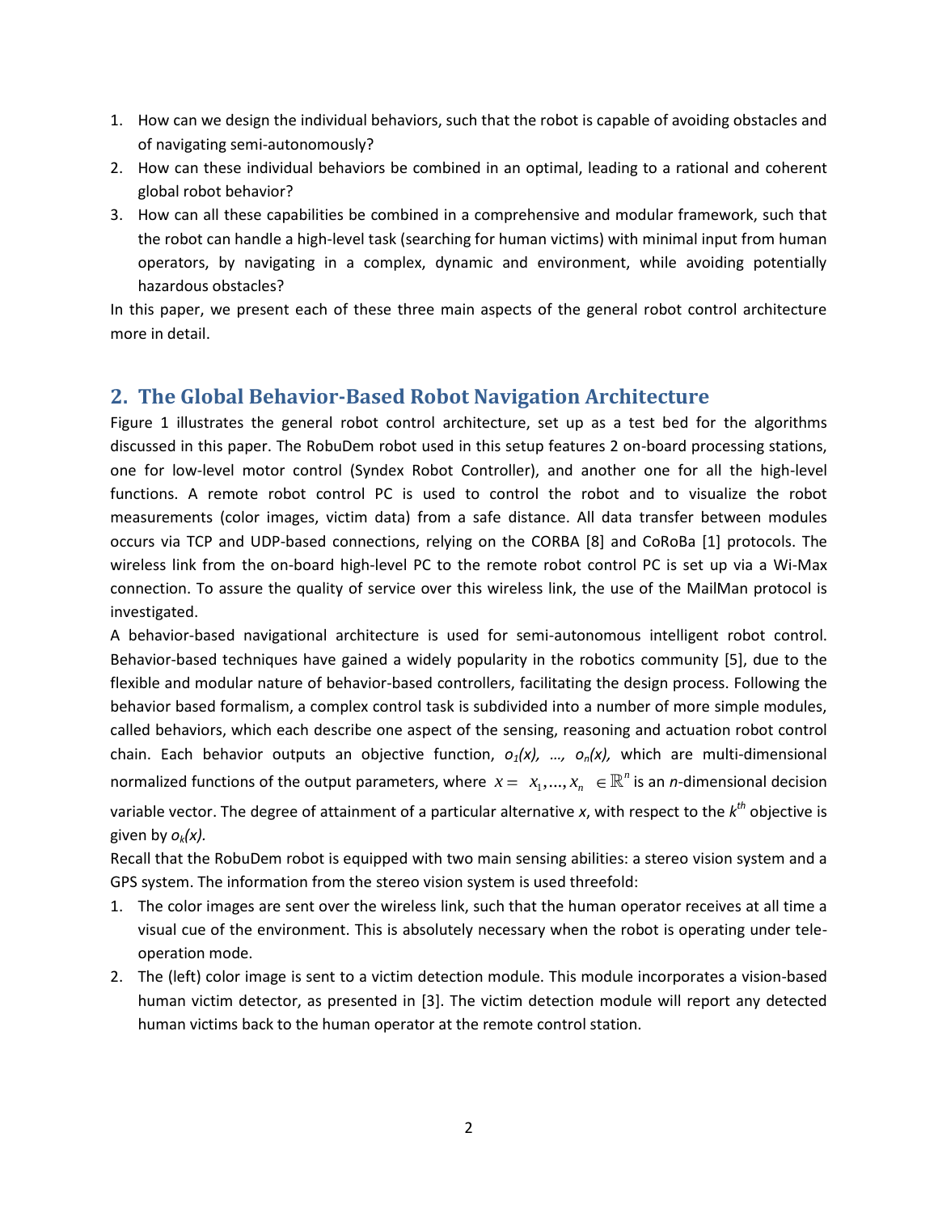1. How can we design the individual behaviors, such that the robot is capable of avoiding obstacles and of navigating semi-autonomously?
2. How can these individual behaviors be combined in an optimal, leading to a rational and coherent global robot behavior?
3. How can all these capabilities be combined in a comprehensive and modular framework, such that the robot can handle a high-level task (searching for human victims) with minimal input from human operators, by navigating in a complex, dynamic and environment, while avoiding potentially hazardous obstacles?

In this paper, we present each of these three main aspects of the general robot control architecture more in detail.

## 2. The Global Behavior-Based Robot Navigation Architecture

Figure 1 illustrates the general robot control architecture, set up as a test bed for the algorithms discussed in this paper. The RobuDem robot used in this setup features 2 on-board processing stations, one for low-level motor control (Syndex Robot Controller), and another one for all the high-level functions. A remote robot control PC is used to control the robot and to visualize the robot measurements (color images, victim data) from a safe distance. All data transfer between modules occurs via TCP and UDP-based connections, relying on the CORBA [8] and CoRoBa [1] protocols. The wireless link from the on-board high-level PC to the remote robot control PC is set up via a Wi-Max connection. To assure the quality of service over this wireless link, the use of the MailMan protocol is investigated.

A behavior-based navigational architecture is used for semi-autonomous intelligent robot control. Behavior-based techniques have gained a widely popularity in the robotics community [5], due to the flexible and modular nature of behavior-based controllers, facilitating the design process. Following the behavior based formalism, a complex control task is subdivided into a number of more simple modules, called behaviors, which each describe one aspect of the sensing, reasoning and actuation robot control chain. Each behavior outputs an objective function, $o_1(x), \ldots, o_n(x)$, which are multi-dimensional normalized functions of the output parameters, where $x = x_1, \ldots, x_n \in \mathbb{R}^n$ is an $n$-dimensional decision variable vector. The degree of attainment of a particular alternative $x$, with respect to the $k^{th}$ objective is given by $o_k(x)$.

Recall that the RobuDem robot is equipped with two main sensing abilities: a stereo vision system and a GPS system. The information from the stereo vision system is used threefold:

1. The color images are sent over the wireless link, such that the human operator receives at all time a visual cue of the environment. This is absolutely necessary when the robot is operating under tele-operation mode.
2. The (left) color image is sent to a victim detection module. This module incorporates a vision-based human victim detector, as presented in [3]. The victim detection module will report any detected human victims back to the human operator at the remote control station.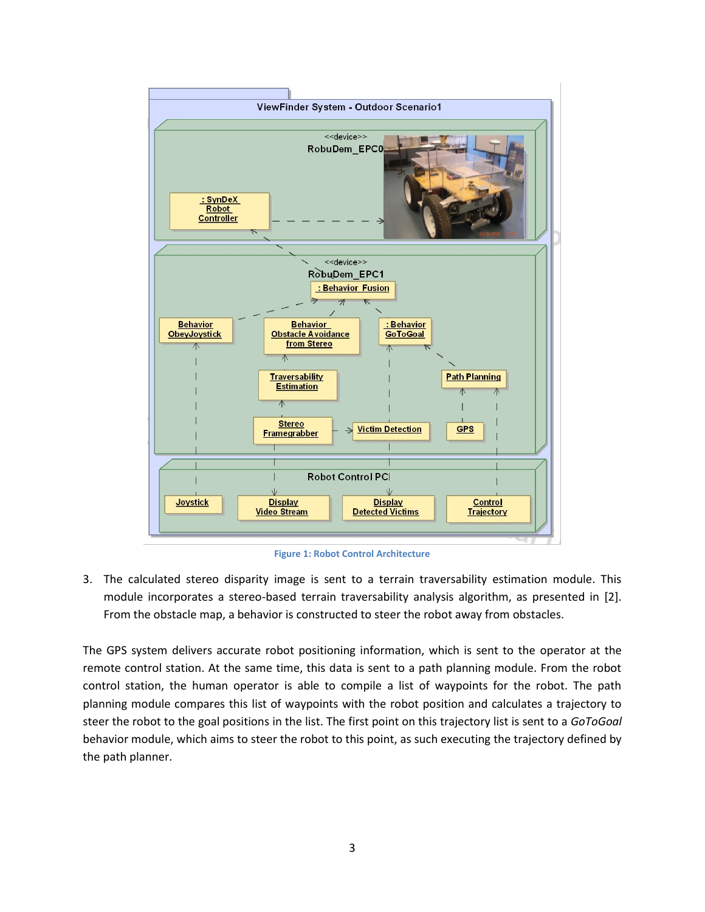ViewFinder System - Outdoor Scenario1

<<device>>
RobuDem_EPC0

: SynDeX Robot Controller

<<device>>
RobuDem_EPC1

: Behavior Fusion

Behavior ObeyJoystick

Behavior Obstacle Avoidance from Stereo

: Behavior GoToGoal

Traversability Estimation

Path Planning

Stereo Framegrabber

Victim Detection

GPS

Robot Control PC

Joystick

Display Video Stream

Display Detected Victims

Control Trajectory

**Figure 1: Robot Control Architecture**

3. The calculated stereo disparity image is sent to a terrain traversability estimation module. This module incorporates a stereo-based terrain traversability analysis algorithm, as presented in [2]. From the obstacle map, a behavior is constructed to steer the robot away from obstacles.

The GPS system delivers accurate robot positioning information, which is sent to the operator at the remote control station. At the same time, this data is sent to a path planning module. From the robot control station, the human operator is able to compile a list of waypoints for the robot. The path planning module compares this list of waypoints with the robot position and calculates a trajectory to steer the robot to the goal positions in the list. The first point on this trajectory list is sent to a *GoToGoal* behavior module, which aims to steer the robot to this point, as such executing the trajectory defined by the path planner.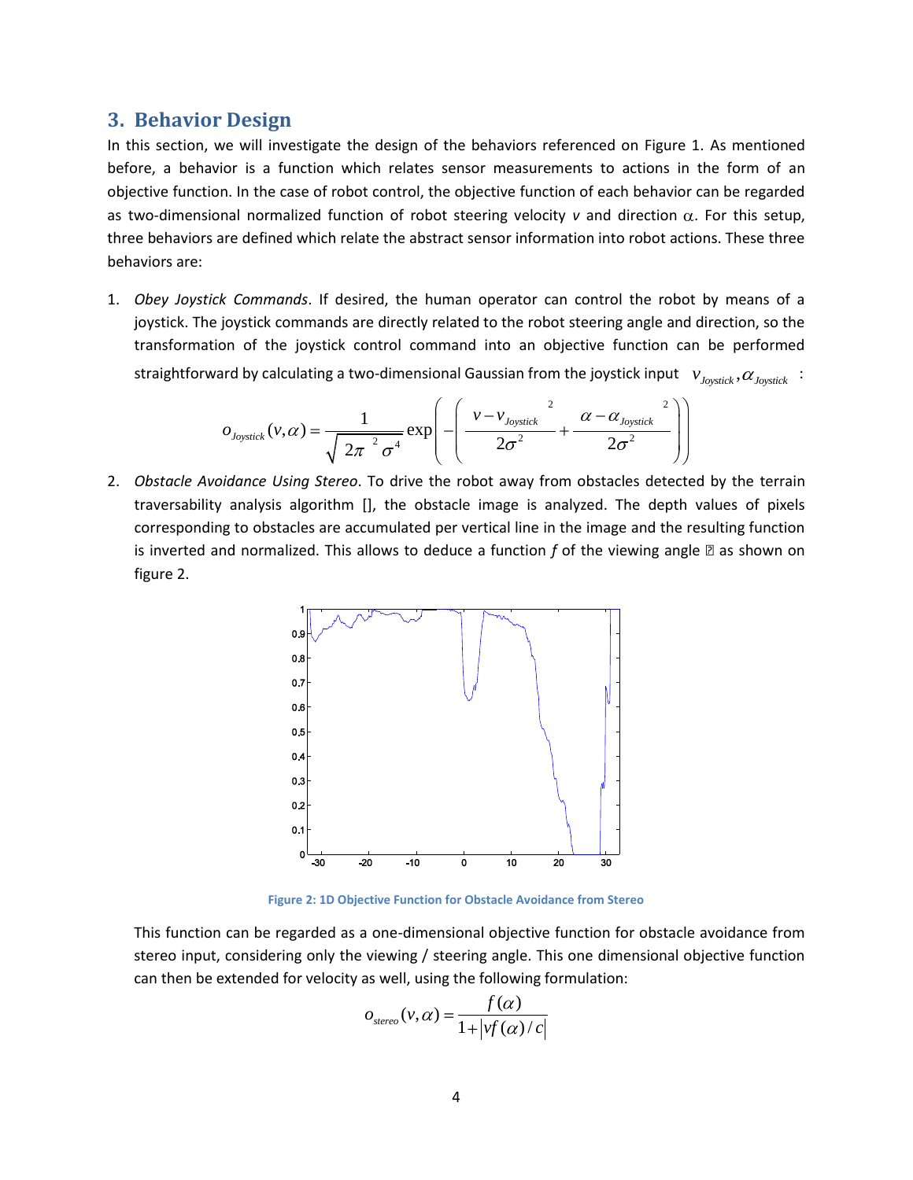## 3. Behavior Design

In this section, we will investigate the design of the behaviors referenced on Figure 1. As mentioned before, a behavior is a function which relates sensor measurements to actions in the form of an objective function. In the case of robot control, the objective function of each behavior can be regarded as two-dimensional normalized function of robot steering velocity $v$ and direction $\alpha$. For this setup, three behaviors are defined which relate the abstract sensor information into robot actions. These three behaviors are:

1. *Obey Joystick Commands*. If desired, the human operator can control the robot by means of a joystick. The joystick commands are directly related to the robot steering angle and direction, so the transformation of the joystick control command into an objective function can be performed straightforward by calculating a two-dimensional Gaussian from the joystick input $v_{Joystick}, \alpha_{Joystick}$ :

$$o_{Joystick}(v,\alpha) = \frac{1}{\sqrt{2\pi^2\sigma^4}} \exp\left(-\left(\frac{v - v_{Joystick}{}^2}{2\sigma^2} + \frac{\alpha - \alpha_{Joystick}{}^2}{2\sigma^2}\right)\right)$$

2. *Obstacle Avoidance Using Stereo*. To drive the robot away from obstacles detected by the terrain traversability analysis algorithm [], the obstacle image is analyzed. The depth values of pixels corresponding to obstacles are accumulated per vertical line in the image and the resulting function is inverted and normalized. This allows to deduce a function $f$ of the viewing angle ▯ as shown on figure 2.

1
0.9
0.8
0.7
0.6
0.5
0.4
0.3
0.2
0.1
0
-30 -20 -10 0 10 20 30

**Figure 2: 1D Objective Function for Obstacle Avoidance from Stereo**

This function can be regarded as a one-dimensional objective function for obstacle avoidance from stereo input, considering only the viewing / steering angle. This one dimensional objective function can then be extended for velocity as well, using the following formulation:

$$o_{stereo}(v,\alpha) = \frac{f(\alpha)}{1 + |vf(\alpha)/c|}$$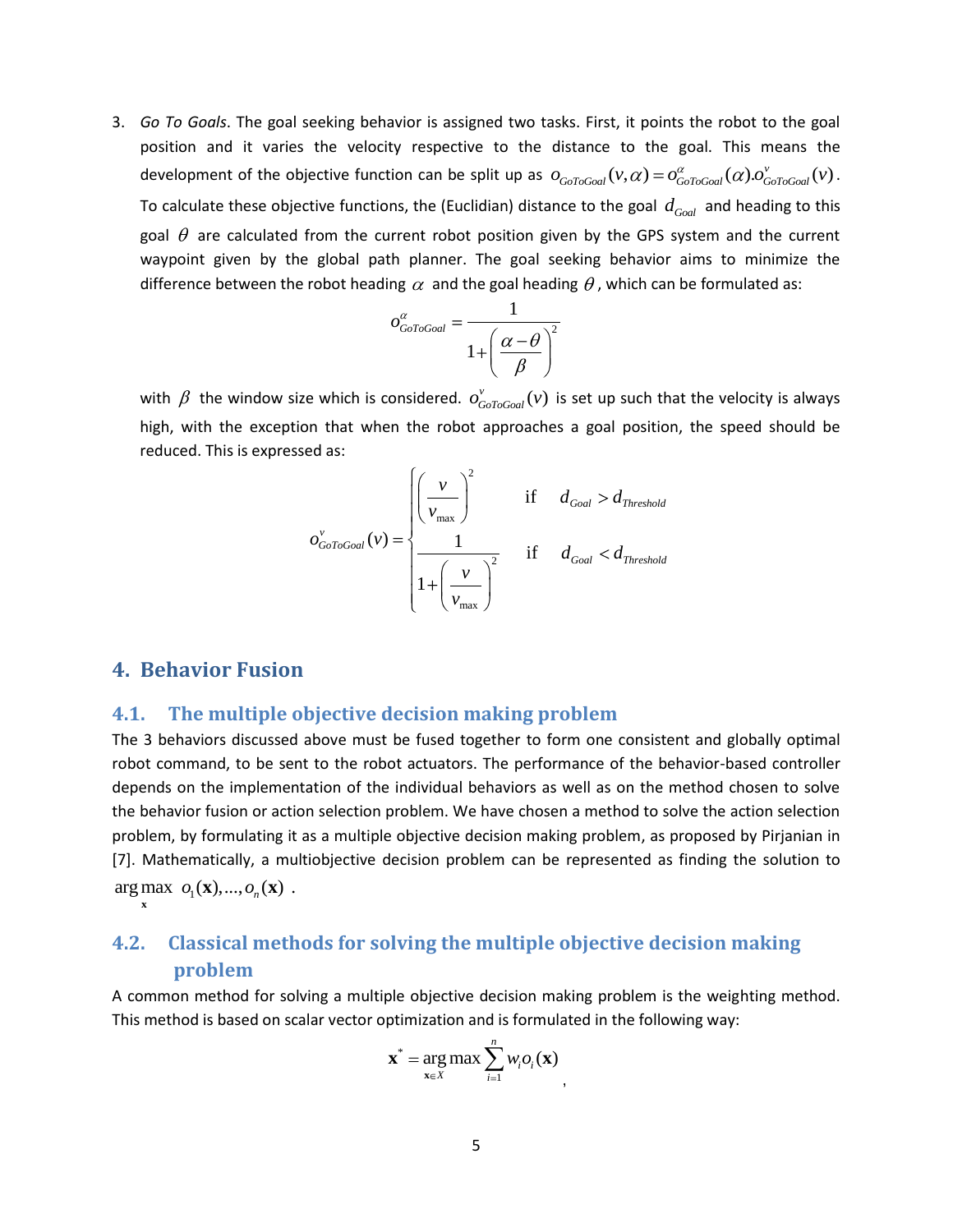3. *Go To Goals*. The goal seeking behavior is assigned two tasks. First, it points the robot to the goal position and it varies the velocity respective to the distance to the goal. This means the development of the objective function can be split up as $o_{GoToGoal}(v,\alpha) = o_{GoToGoal}^{\alpha}(\alpha).o_{GoToGoal}^{v}(v)$. To calculate these objective functions, the (Euclidian) distance to the goal $d_{Goal}$ and heading to this goal $\theta$ are calculated from the current robot position given by the GPS system and the current waypoint given by the global path planner. The goal seeking behavior aims to minimize the difference between the robot heading $\alpha$ and the goal heading $\theta$, which can be formulated as:

$$o_{GoToGoal}^{\alpha} = \frac{1}{1+\left(\frac{\alpha-\theta}{\beta}\right)^2}$$

with $\beta$ the window size which is considered. $o_{GoToGoal}^{v}(v)$ is set up such that the velocity is always high, with the exception that when the robot approaches a goal position, the speed should be reduced. This is expressed as:

$$o_{GoToGoal}^{v}(v) = \begin{cases} \left(\frac{v}{v_{\max}}\right)^2 & \text{if} \quad d_{Goal} > d_{Threshold} \\ \frac{1}{1+\left(\frac{v}{v_{\max}}\right)^2} & \text{if} \quad d_{Goal} < d_{Threshold} \end{cases}$$

## 4. Behavior Fusion

### 4.1. The multiple objective decision making problem

The 3 behaviors discussed above must be fused together to form one consistent and globally optimal robot command, to be sent to the robot actuators. The performance of the behavior-based controller depends on the implementation of the individual behaviors as well as on the method chosen to solve the behavior fusion or action selection problem. We have chosen a method to solve the action selection problem, by formulating it as a multiple objective decision making problem, as proposed by Pirjanian in [7]. Mathematically, a multiobjective decision problem can be represented as finding the solution to $\arg\max_{\mathbf{x}} \; o_1(\mathbf{x}),\ldots,o_n(\mathbf{x})$ .

### 4.2. Classical methods for solving the multiple objective decision making problem

A common method for solving a multiple objective decision making problem is the weighting method. This method is based on scalar vector optimization and is formulated in the following way:

$$\mathbf{x}^* = \arg\max_{\mathbf{x}\in X} \sum_{i=1}^{n} w_i o_i(\mathbf{x}),$$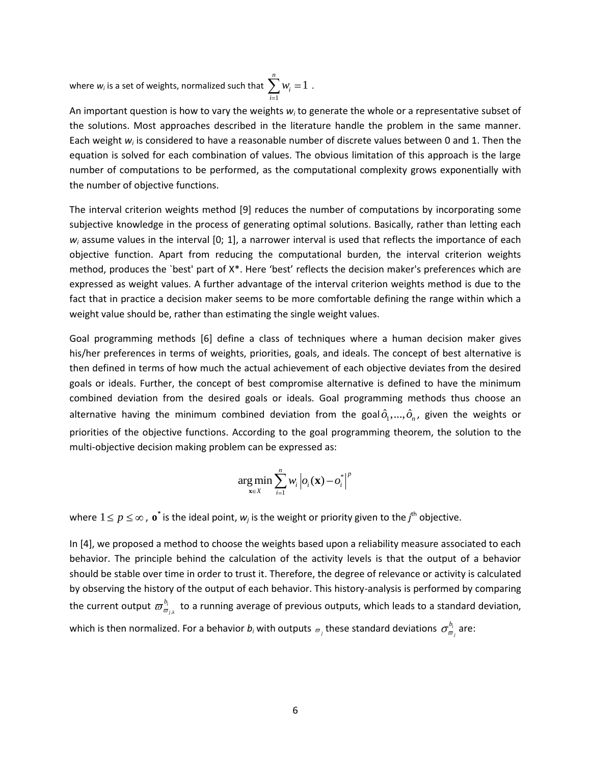where $w_i$ is a set of weights, normalized such that $\sum_{i=1}^{n} w_i = 1$ .

An important question is how to vary the weights $w_i$ to generate the whole or a representative subset of the solutions. Most approaches described in the literature handle the problem in the same manner. Each weight $w_i$ is considered to have a reasonable number of discrete values between 0 and 1. Then the equation is solved for each combination of values. The obvious limitation of this approach is the large number of computations to be performed, as the computational complexity grows exponentially with the number of objective functions.

The interval criterion weights method [9] reduces the number of computations by incorporating some subjective knowledge in the process of generating optimal solutions. Basically, rather than letting each $w_i$ assume values in the interval [0; 1], a narrower interval is used that reflects the importance of each objective function. Apart from reducing the computational burden, the interval criterion weights method, produces the `best' part of X*. Here 'best' reflects the decision maker's preferences which are expressed as weight values. A further advantage of the interval criterion weights method is due to the fact that in practice a decision maker seems to be more comfortable defining the range within which a weight value should be, rather than estimating the single weight values.

Goal programming methods [6] define a class of techniques where a human decision maker gives his/her preferences in terms of weights, priorities, goals, and ideals. The concept of best alternative is then defined in terms of how much the actual achievement of each objective deviates from the desired goals or ideals. Further, the concept of best compromise alternative is defined to have the minimum combined deviation from the desired goals or ideals. Goal programming methods thus choose an alternative having the minimum combined deviation from the goal $\hat{o}_1, ..., \hat{o}_n$, given the weights or priorities of the objective functions. According to the goal programming theorem, the solution to the multi-objective decision making problem can be expressed as:

$$\arg\min_{\mathbf{x} \in X} \sum_{i=1}^{n} w_i \left| o_i(\mathbf{x}) - o_i^* \right|^p$$

where $1 \leq p \leq \infty$, $\mathbf{o}^*$ is the ideal point, $w_j$ is the weight or priority given to the $j^{\text{th}}$ objective.

In [4], we proposed a method to choose the weights based upon a reliability measure associated to each behavior. The principle behind the calculation of the activity levels is that the output of a behavior should be stable over time in order to trust it. Therefore, the degree of relevance or activity is calculated by observing the history of the output of each behavior. This history-analysis is performed by comparing the current output $\varpi_{\varpi_{j,k}}^{b_i}$ to a running average of previous outputs, which leads to a standard deviation, which is then normalized. For a behavior $b_i$ with outputs $\varpi_j$ these standard deviations $\sigma_{\varpi_j}^{b_i}$ are: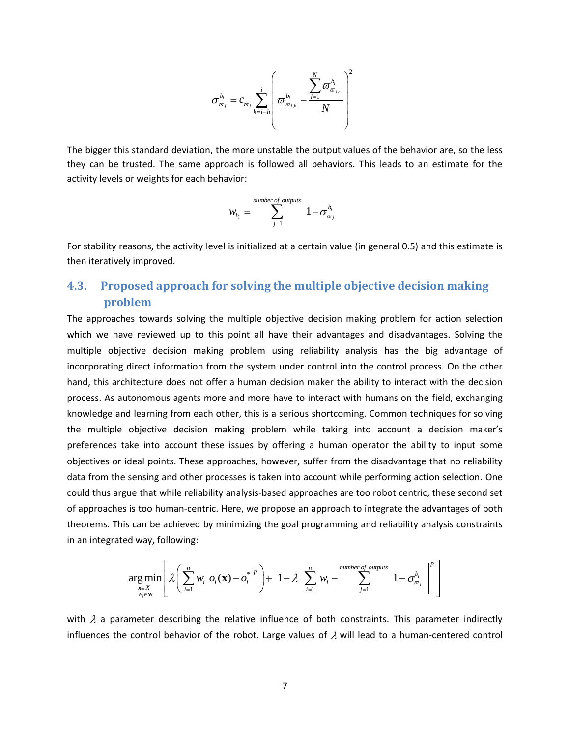$$\sigma_{\varpi_j}^{b_i} = c_{\varpi_j} \sum_{k=i-h}^{i} \left( \varpi_{\varpi_{j,k}}^{b_i} - \frac{\sum_{l=1}^{N} \varpi_{\varpi_{j,l}}^{b_i}}{N} \right)^2$$

The bigger this standard deviation, the more unstable the output values of the behavior are, so the less they can be trusted. The same approach is followed all behaviors. This leads to an estimate for the activity levels or weights for each behavior:

$$w_{b_i} = \sum_{j=1}^{number\ of\ outputs} 1 - \sigma_{\varpi_j}^{b_i}$$

For stability reasons, the activity level is initialized at a certain value (in general 0.5) and this estimate is then iteratively improved.

## 4.3. Proposed approach for solving the multiple objective decision making problem

The approaches towards solving the multiple objective decision making problem for action selection which we have reviewed up to this point all have their advantages and disadvantages. Solving the multiple objective decision making problem using reliability analysis has the big advantage of incorporating direct information from the system under control into the control process. On the other hand, this architecture does not offer a human decision maker the ability to interact with the decision process. As autonomous agents more and more have to interact with humans on the field, exchanging knowledge and learning from each other, this is a serious shortcoming. Common techniques for solving the multiple objective decision making problem while taking into account a decision maker's preferences take into account these issues by offering a human operator the ability to input some objectives or ideal points. These approaches, however, suffer from the disadvantage that no reliability data from the sensing and other processes is taken into account while performing action selection. One could thus argue that while reliability analysis-based approaches are too robot centric, these second set of approaches is too human-centric. Here, we propose an approach to integrate the advantages of both theorems. This can be achieved by minimizing the goal programming and reliability analysis constraints in an integrated way, following:

$$\underset{\substack{\mathbf{x} \in X \\ w_i \in \mathbf{w}}}{\arg\min} \left[ \lambda \left( \sum_{i=1}^{n} w_i \left| o_i(\mathbf{x}) - o_i^* \right|^p \right) + 1 - \lambda \sum_{i=1}^{n} \left| w_i - \sum_{j=1}^{number\ of\ outputs} 1 - \sigma_{\varpi_j}^{b_i} \right|^p \right]$$

with $\lambda$ a parameter describing the relative influence of both constraints. This parameter indirectly influences the control behavior of the robot. Large values of $\lambda$ will lead to a human-centered control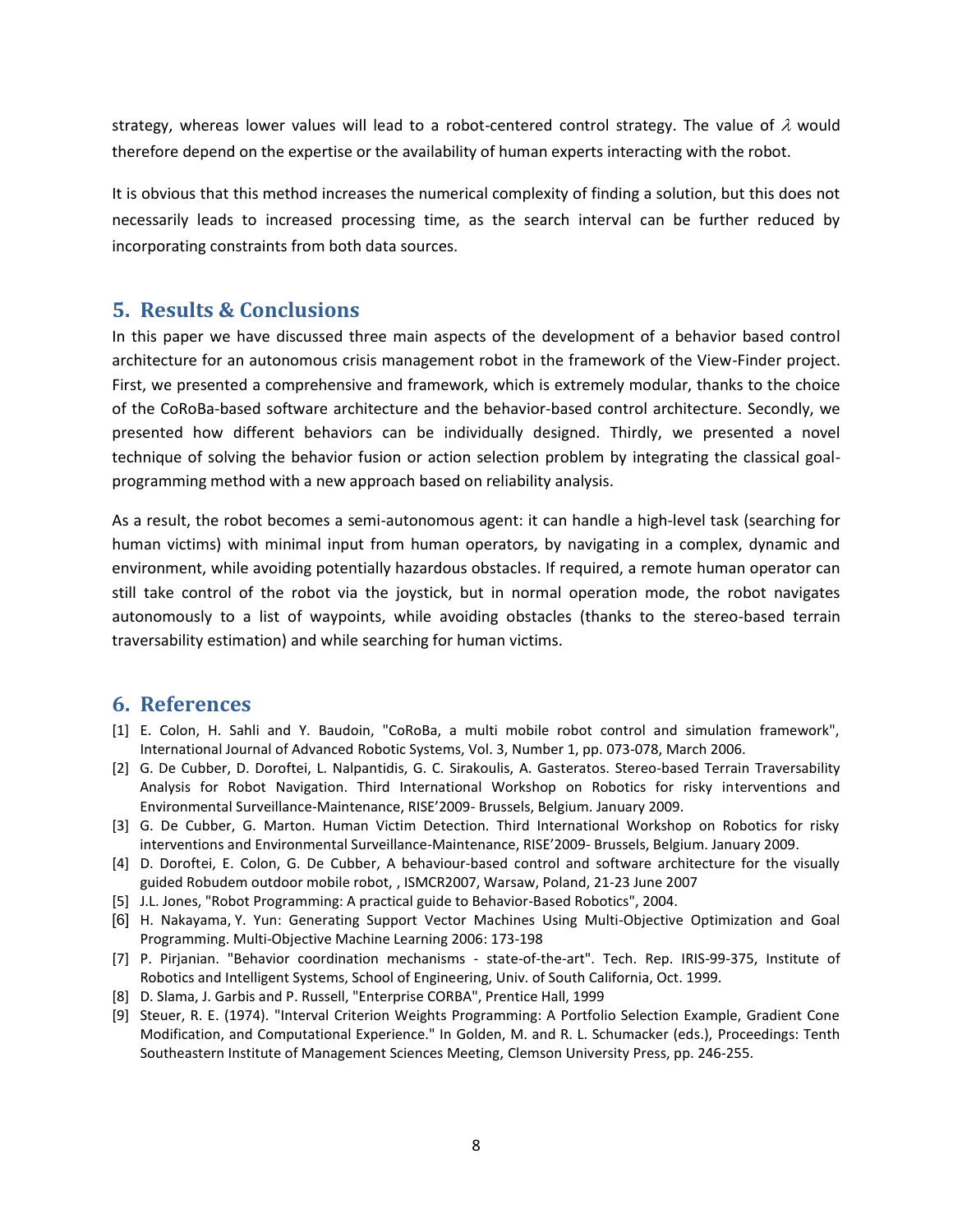strategy, whereas lower values will lead to a robot-centered control strategy. The value of $\lambda$ would therefore depend on the expertise or the availability of human experts interacting with the robot.

It is obvious that this method increases the numerical complexity of finding a solution, but this does not necessarily leads to increased processing time, as the search interval can be further reduced by incorporating constraints from both data sources.

## 5. Results & Conclusions

In this paper we have discussed three main aspects of the development of a behavior based control architecture for an autonomous crisis management robot in the framework of the View-Finder project. First, we presented a comprehensive and framework, which is extremely modular, thanks to the choice of the CoRoBa-based software architecture and the behavior-based control architecture. Secondly, we presented how different behaviors can be individually designed. Thirdly, we presented a novel technique of solving the behavior fusion or action selection problem by integrating the classical goal-programming method with a new approach based on reliability analysis.

As a result, the robot becomes a semi-autonomous agent: it can handle a high-level task (searching for human victims) with minimal input from human operators, by navigating in a complex, dynamic and environment, while avoiding potentially hazardous obstacles. If required, a remote human operator can still take control of the robot via the joystick, but in normal operation mode, the robot navigates autonomously to a list of waypoints, while avoiding obstacles (thanks to the stereo-based terrain traversability estimation) and while searching for human victims.

## 6. References

[1] E. Colon, H. Sahli and Y. Baudoin, "CoRoBa, a multi mobile robot control and simulation framework", International Journal of Advanced Robotic Systems, Vol. 3, Number 1, pp. 073-078, March 2006.

[2] G. De Cubber, D. Doroftei, L. Nalpantidis, G. C. Sirakoulis, A. Gasteratos. Stereo-based Terrain Traversability Analysis for Robot Navigation. Third International Workshop on Robotics for risky interventions and Environmental Surveillance-Maintenance, RISE'2009- Brussels, Belgium. January 2009.

[3] G. De Cubber, G. Marton. Human Victim Detection. Third International Workshop on Robotics for risky interventions and Environmental Surveillance-Maintenance, RISE'2009- Brussels, Belgium. January 2009.

[4] D. Doroftei, E. Colon, G. De Cubber, A behaviour-based control and software architecture for the visually guided Robudem outdoor mobile robot, , ISMCR2007, Warsaw, Poland, 21-23 June 2007

[5] J.L. Jones, "Robot Programming: A practical guide to Behavior-Based Robotics", 2004.

[6] H. Nakayama, Y. Yun: Generating Support Vector Machines Using Multi-Objective Optimization and Goal Programming. Multi-Objective Machine Learning 2006: 173-198

[7] P. Pirjanian. "Behavior coordination mechanisms - state-of-the-art". Tech. Rep. IRIS-99-375, Institute of Robotics and Intelligent Systems, School of Engineering, Univ. of South California, Oct. 1999.

[8] D. Slama, J. Garbis and P. Russell, "Enterprise CORBA", Prentice Hall, 1999

[9] Steuer, R. E. (1974). "Interval Criterion Weights Programming: A Portfolio Selection Example, Gradient Cone Modification, and Computational Experience." In Golden, M. and R. L. Schumacker (eds.), Proceedings: Tenth Southeastern Institute of Management Sciences Meeting, Clemson University Press, pp. 246-255.